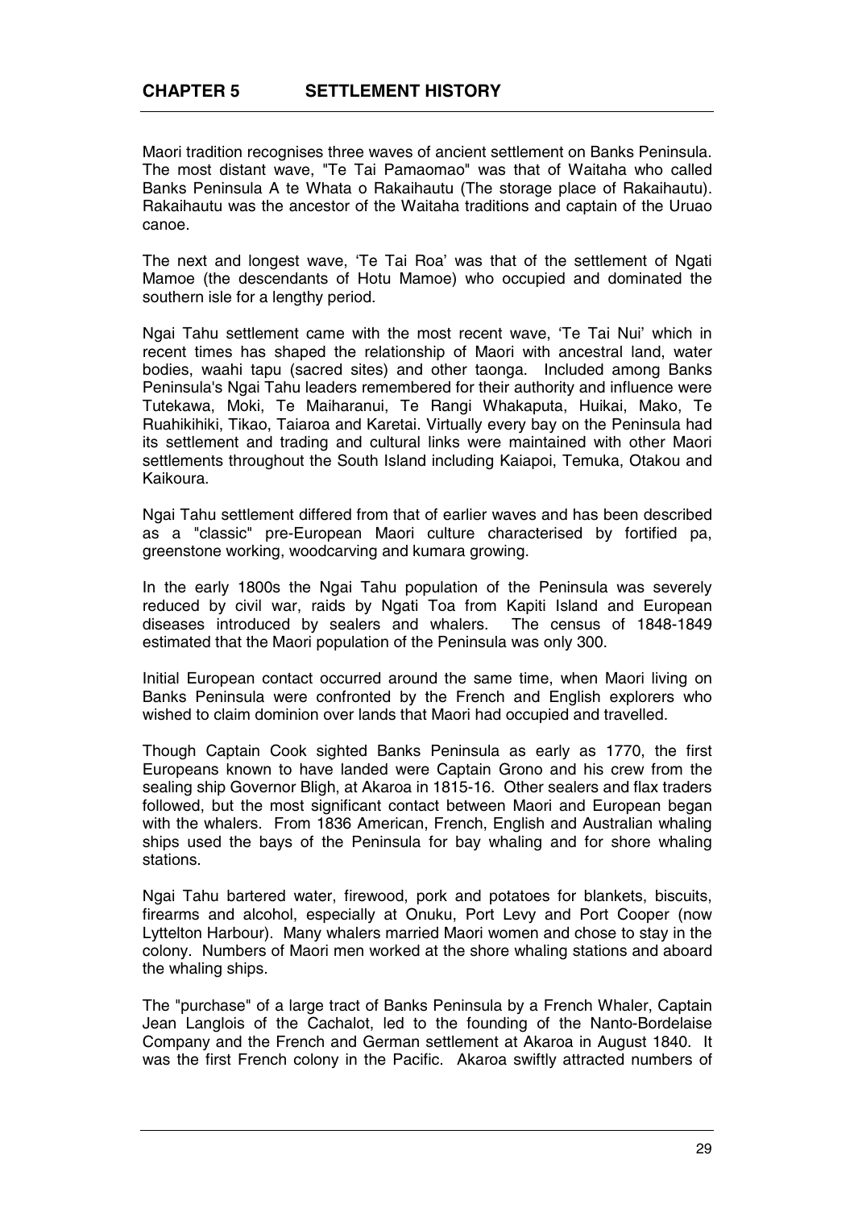# CHAPTER 5 SETTLEMENT HISTORY

Maori tradition recognises three waves of ancient settlement on Banks Peninsula. The most distant wave, "Te Tai Pamaomao" was that of Waitaha who called Banks Peninsula A te Whata o Rakaihautu (The storage place of Rakaihautu). Rakaihautu was the ancestor of the Waitaha traditions and captain of the Uruao canoe.

The next and longest wave, 'Te Tai Roa' was that of the settlement of Ngati Mamoe (the descendants of Hotu Mamoe) who occupied and dominated the southern isle for a lengthy period.

Ngai Tahu settlement came with the most recent wave, 'Te Tai Nui' which in recent times has shaped the relationship of Maori with ancestral land, water bodies, waahi tapu (sacred sites) and other taonga. Included among Banks Peninsula's Ngai Tahu leaders remembered for their authority and influence were Tutekawa, Moki, Te Maiharanui, Te Rangi Whakaputa, Huikai, Mako, Te Ruahikihiki, Tikao, Taiaroa and Karetai. Virtually every bay on the Peninsula had its settlement and trading and cultural links were maintained with other Maori settlements throughout the South Island including Kaiapoi, Temuka, Otakou and Kaikoura.

Ngai Tahu settlement differed from that of earlier waves and has been described as a "classic" pre-European Maori culture characterised by fortified pa, greenstone working, woodcarving and kumara growing.

In the early 1800s the Ngai Tahu population of the Peninsula was severely reduced by civil war, raids by Ngati Toa from Kapiti Island and European diseases introduced by sealers and whalers. The census of 1848-1849 estimated that the Maori population of the Peninsula was only 300.

Initial European contact occurred around the same time, when Maori living on Banks Peninsula were confronted by the French and English explorers who wished to claim dominion over lands that Maori had occupied and travelled.

Though Captain Cook sighted Banks Peninsula as early as 1770, the first Europeans known to have landed were Captain Grono and his crew from the sealing ship Governor Bligh, at Akaroa in 1815-16. Other sealers and flax traders followed, but the most significant contact between Maori and European began with the whalers. From 1836 American, French, English and Australian whaling ships used the bays of the Peninsula for bay whaling and for shore whaling stations.

Ngai Tahu bartered water, firewood, pork and potatoes for blankets, biscuits, firearms and alcohol, especially at Onuku, Port Levy and Port Cooper (now Lyttelton Harbour). Many whalers married Maori women and chose to stay in the colony. Numbers of Maori men worked at the shore whaling stations and aboard the whaling ships.

The "purchase" of a large tract of Banks Peninsula by a French Whaler, Captain Jean Langlois of the Cachalot, led to the founding of the Nanto-Bordelaise Company and the French and German settlement at Akaroa in August 1840. It was the first French colony in the Pacific. Akaroa swiftly attracted numbers of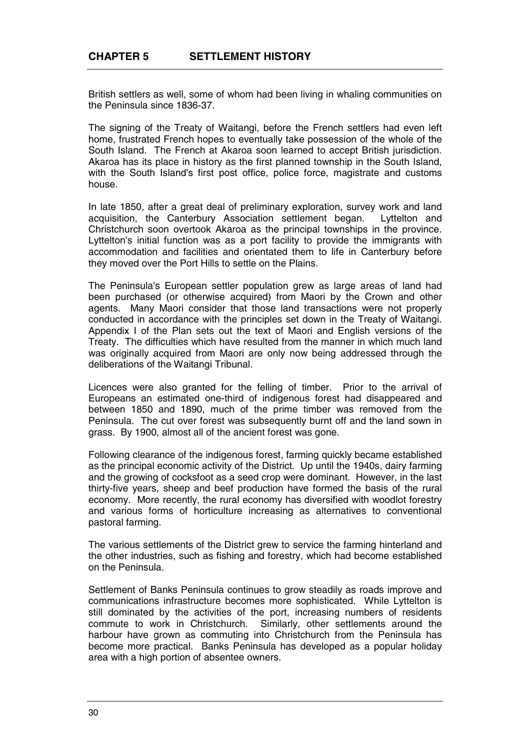# CHAPTER 5 SETTLEMENT HISTORY

British settlers as well, some of whom had been living in whaling communities on the Peninsula since 1836-37.

The signing of the Treaty of Waitangi, before the French settlers had even left home, frustrated French hopes to eventually take possession of the whole of the South Island. The French at Akaroa soon learned to accept British jurisdiction. Akaroa has its place in history as the first planned township in the South Island, with the South Island's first post office, police force, magistrate and customs house.

In late 1850, after a great deal of preliminary exploration, survey work and land acquisition, the Canterbury Association settlement began. Lyttelton and Christchurch soon overtook Akaroa as the principal townships in the province. Lyttelton's initial function was as a port facility to provide the immigrants with accommodation and facilities and orientated them to life in Canterbury before they moved over the Port Hills to settle on the Plains.

The Peninsula's European settler population grew as large areas of land had been purchased (or otherwise acquired) from Maori by the Crown and other agents. Many Maori consider that those land transactions were not properly conducted in accordance with the principles set down in the Treaty of Waitangi. Appendix I of the Plan sets out the text of Maori and English versions of the Treaty. The difficulties which have resulted from the manner in which much land was originally acquired from Maori are only now being addressed through the deliberations of the Waitangi Tribunal.

Licences were also granted for the felling of timber. Prior to the arrival of Europeans an estimated one-third of indigenous forest had disappeared and between 1850 and 1890, much of the prime timber was removed from the Peninsula. The cut over forest was subsequently burnt off and the land sown in grass. By 1900, almost all of the ancient forest was gone.

Following clearance of the indigenous forest, farming quickly became established as the principal economic activity of the District. Up until the 1940s, dairy farming and the growing of cocksfoot as a seed crop were dominant. However, in the last thirty-five years, sheep and beef production have formed the basis of the rural economy. More recently, the rural economy has diversified with woodlot forestry and various forms of horticulture increasing as alternatives to conventional pastoral farming.

The various settlements of the District grew to service the farming hinterland and the other industries, such as fishing and forestry, which had become established on the Peninsula.

Settlement of Banks Peninsula continues to grow steadily as roads improve and communications infrastructure becomes more sophisticated. While Lyttelton is still dominated by the activities of the port, increasing numbers of residents commute to work in Christchurch. Similarly, other settlements around the harbour have grown as commuting into Christchurch from the Peninsula has become more practical. Banks Peninsula has developed as a popular holiday area with a high portion of absentee owners.